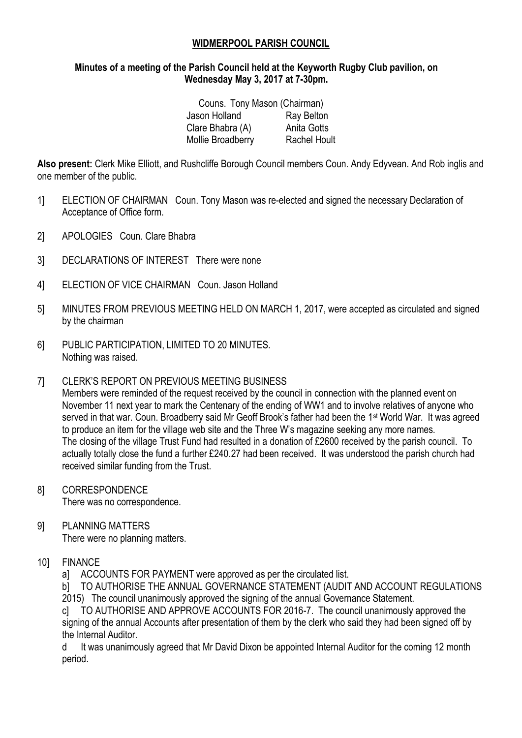**WIDMERPOOL PARISH COUNCIL**

**Minutes of a meeting of the Parish Council held at the Keyworth Rugby Club pavilion, on Wednesday May 3, 2017 at 7-30pm.**

Couns. Tony Mason (Chairman)

| | |
|---|---|
| Jason Holland | Ray Belton |
| Clare Bhabra (A) | Anita Gotts |
| Mollie Broadberry | Rachel Hoult |

**Also present:** Clerk Mike Elliott, and Rushcliffe Borough Council members Coun. Andy Edyvean. And Rob inglis and one member of the public.

1] ELECTION OF CHAIRMAN Coun. Tony Mason was re-elected and signed the necessary Declaration of Acceptance of Office form.

2] APOLOGIES Coun. Clare Bhabra

3] DECLARATIONS OF INTEREST There were none

4] ELECTION OF VICE CHAIRMAN Coun. Jason Holland

5] MINUTES FROM PREVIOUS MEETING HELD ON MARCH 1, 2017, were accepted as circulated and signed by the chairman

6] PUBLIC PARTICIPATION, LIMITED TO 20 MINUTES.
Nothing was raised.

7] CLERK'S REPORT ON PREVIOUS MEETING BUSINESS
Members were reminded of the request received by the council in connection with the planned event on November 11 next year to mark the Centenary of the ending of WW1 and to involve relatives of anyone who served in that war. Coun. Broadberry said Mr Geoff Brook's father had been the 1st World War. It was agreed to produce an item for the village web site and the Three W's magazine seeking any more names.
The closing of the village Trust Fund had resulted in a donation of £2600 received by the parish council. To actually totally close the fund a further £240.27 had been received. It was understood the parish church had received similar funding from the Trust.

8] CORRESPONDENCE
There was no correspondence.

9] PLANNING MATTERS
There were no planning matters.

10] FINANCE

a] ACCOUNTS FOR PAYMENT were approved as per the circulated list.

b] TO AUTHORISE THE ANNUAL GOVERNANCE STATEMENT (AUDIT AND ACCOUNT REGULATIONS 2015) The council unanimously approved the signing of the annual Governance Statement.

c] TO AUTHORISE AND APPROVE ACCOUNTS FOR 2016-7. The council unanimously approved the signing of the annual Accounts after presentation of them by the clerk who said they had been signed off by the Internal Auditor.

d It was unanimously agreed that Mr David Dixon be appointed Internal Auditor for the coming 12 month period.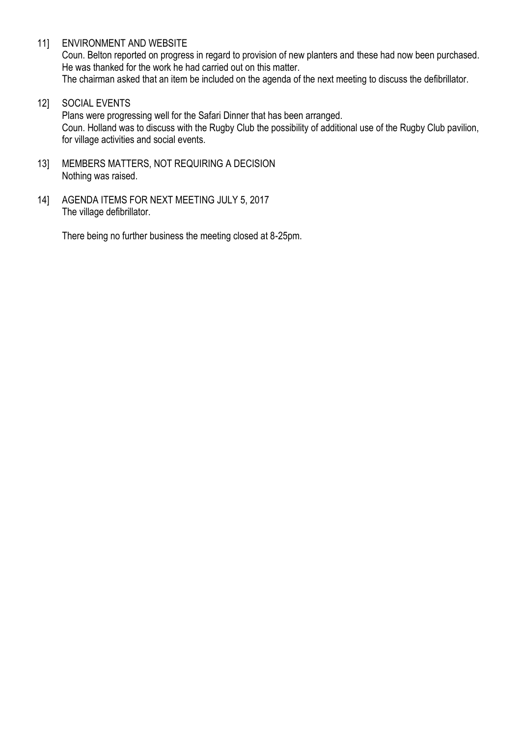11] ENVIRONMENT AND WEBSITE

Coun. Belton reported on progress in regard to provision of new planters and these had now been purchased. He was thanked for the work he had carried out on this matter.
The chairman asked that an item be included on the agenda of the next meeting to discuss the defibrillator.

12] SOCIAL EVENTS

Plans were progressing well for the Safari Dinner that has been arranged.
Coun. Holland was to discuss with the Rugby Club the possibility of additional use of the Rugby Club pavilion, for village activities and social events.

13] MEMBERS MATTERS, NOT REQUIRING A DECISION

Nothing was raised.

14] AGENDA ITEMS FOR NEXT MEETING JULY 5, 2017

The village defibrillator.

There being no further business the meeting closed at 8-25pm.